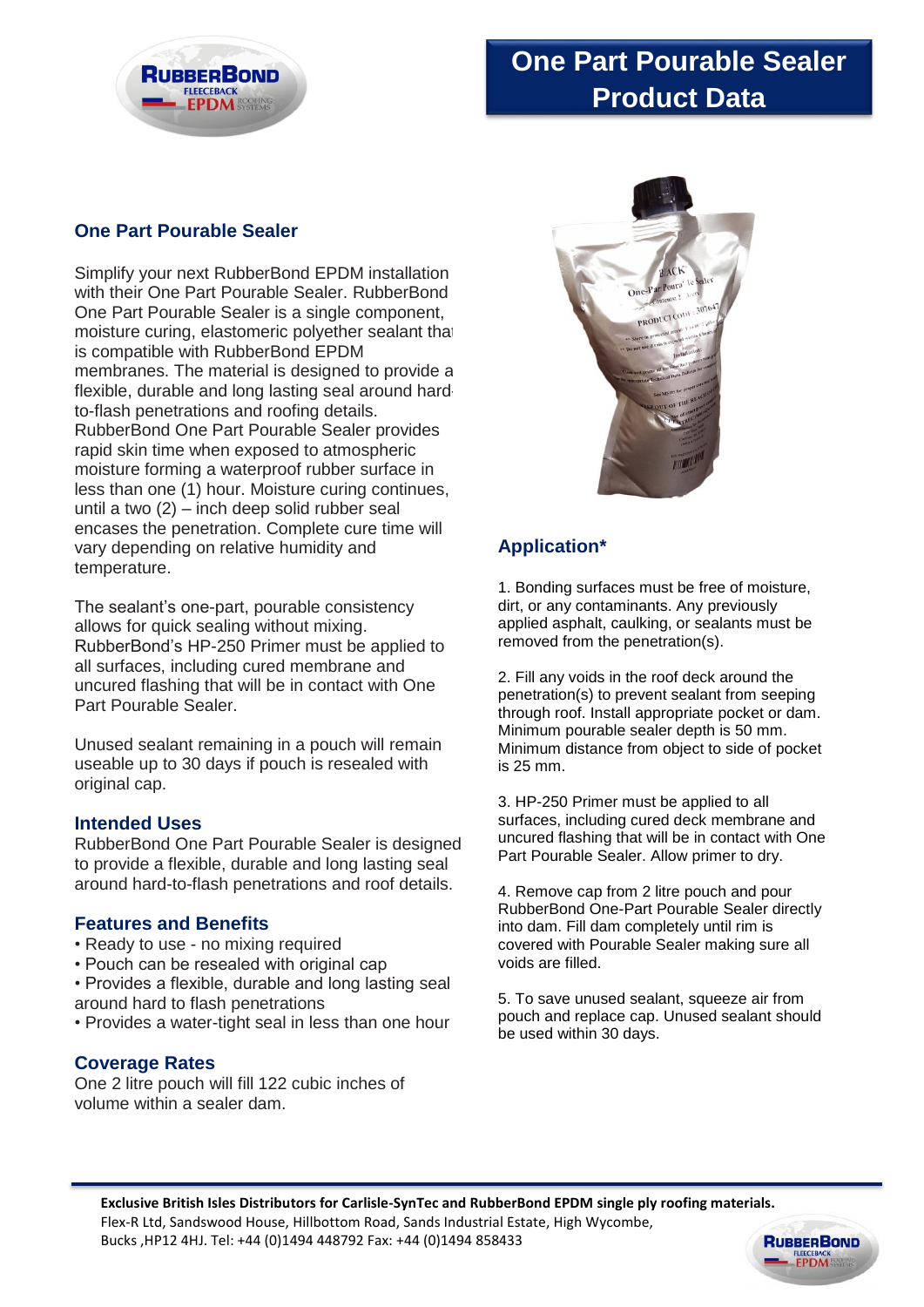# One Part Pourable Sealer Product Data

## One Part Pourable Sealer

Simplify your next RubberBond EPDM installation with their One Part Pourable Sealer. RubberBond One Part Pourable Sealer is a single component, moisture curing, elastomeric polyether sealant that is compatible with RubberBond EPDM membranes. The material is designed to provide a flexible, durable and long lasting seal around hard-to-flash penetrations and roofing details. RubberBond One Part Pourable Sealer provides rapid skin time when exposed to atmospheric moisture forming a waterproof rubber surface in less than one (1) hour. Moisture curing continues, until a two (2) – inch deep solid rubber seal encases the penetration. Complete cure time will vary depending on relative humidity and temperature.

The sealant's one-part, pourable consistency allows for quick sealing without mixing. RubberBond's HP-250 Primer must be applied to all surfaces, including cured membrane and uncured flashing that will be in contact with One Part Pourable Sealer.

Unused sealant remaining in a pouch will remain useable up to 30 days if pouch is resealed with original cap.

### Intended Uses

RubberBond One Part Pourable Sealer is designed to provide a flexible, durable and long lasting seal around hard-to-flash penetrations and roof details.

### Features and Benefits

- Ready to use - no mixing required
- Pouch can be resealed with original cap
- Provides a flexible, durable and long lasting seal around hard to flash penetrations
- Provides a water-tight seal in less than one hour

### Coverage Rates

One 2 litre pouch will fill 122 cubic inches of volume within a sealer dam.

## Application*

1. Bonding surfaces must be free of moisture, dirt, or any contaminants. Any previously applied asphalt, caulking, or sealants must be removed from the penetration(s).

2. Fill any voids in the roof deck around the penetration(s) to prevent sealant from seeping through roof. Install appropriate pocket or dam. Minimum pourable sealer depth is 50 mm. Minimum distance from object to side of pocket is 25 mm.

3. HP-250 Primer must be applied to all surfaces, including cured deck membrane and uncured flashing that will be in contact with One Part Pourable Sealer. Allow primer to dry.

4. Remove cap from 2 litre pouch and pour RubberBond One-Part Pourable Sealer directly into dam. Fill dam completely until rim is covered with Pourable Sealer making sure all voids are filled.

5. To save unused sealant, squeeze air from pouch and replace cap. Unused sealant should be used within 30 days.

**Exclusive British Isles Distributors for Carlisle-SynTec and RubberBond EPDM single ply roofing materials.**
Flex-R Ltd, Sandswood House, Hillbottom Road, Sands Industrial Estate, High Wycombe, Bucks ,HP12 4HJ. Tel: +44 (0)1494 448792 Fax: +44 (0)1494 858433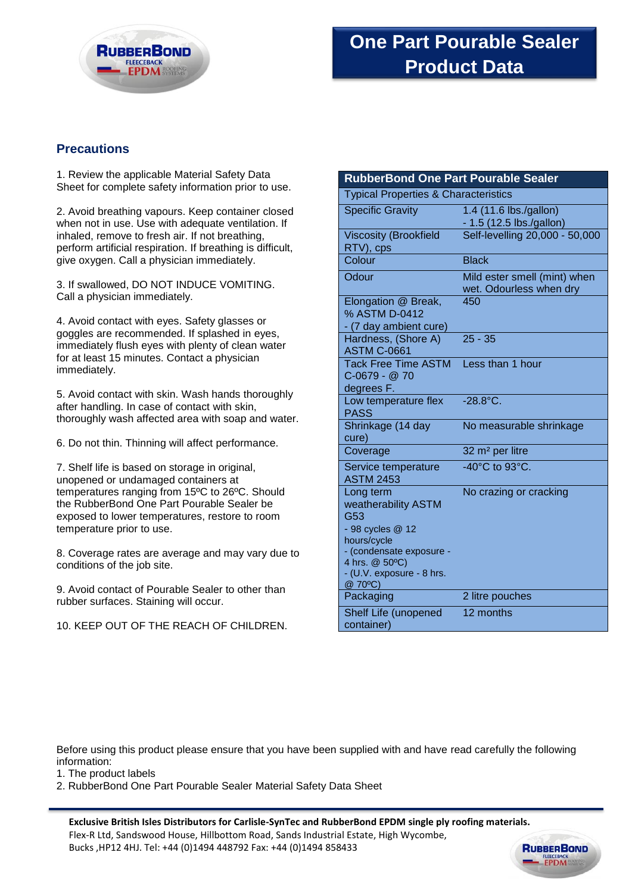# One Part Pourable Sealer Product Data

## Precautions

1. Review the applicable Material Safety Data Sheet for complete safety information prior to use.

2. Avoid breathing vapours. Keep container closed when not in use. Use with adequate ventilation. If inhaled, remove to fresh air. If not breathing, perform artificial respiration. If breathing is difficult, give oxygen. Call a physician immediately.

3. If swallowed, DO NOT INDUCE VOMITING. Call a physician immediately.

4. Avoid contact with eyes. Safety glasses or goggles are recommended. If splashed in eyes, immediately flush eyes with plenty of clean water for at least 15 minutes. Contact a physician immediately.

5. Avoid contact with skin. Wash hands thoroughly after handling. In case of contact with skin, thoroughly wash affected area with soap and water.

6. Do not thin. Thinning will affect performance.

7. Shelf life is based on storage in original, unopened or undamaged containers at temperatures ranging from 15ºC to 26ºC. Should the RubberBond One Part Pourable Sealer be exposed to lower temperatures, restore to room temperature prior to use.

8. Coverage rates are average and may vary due to conditions of the job site.

9. Avoid contact of Pourable Sealer to other than rubber surfaces. Staining will occur.

10. KEEP OUT OF THE REACH OF CHILDREN.

| RubberBond One Part Pourable Sealer | |
|---|---|
| Typical Properties & Characteristics | |
| Specific Gravity | 1.4 (11.6 lbs./gallon) - 1.5 (12.5 lbs./gallon) |
| Viscosity (Brookfield RTV), cps | Self-levelling 20,000 - 50,000 |
| Colour | Black |
| Odour | Mild ester smell (mint) when wet. Odourless when dry |
| Elongation @ Break, % ASTM D-0412 - (7 day ambient cure) | 450 |
| Hardness, (Shore A) ASTM C-0661 | 25 - 35 |
| Tack Free Time ASTM C-0679 - @ 70 degrees F. | Less than 1 hour |
| Low temperature flex PASS | -28.8°C. |
| Shrinkage (14 day cure) | No measurable shrinkage |
| Coverage | 32 m² per litre |
| Service temperature ASTM 2453 | -40°C to 93°C. |
| Long term weatherability ASTM G53 - 98 cycles @ 12 hours/cycle - (condensate exposure - 4 hrs. @ 50ºC) - (U.V. exposure - 8 hrs. @ 70ºC) | No crazing or cracking |
| Packaging | 2 litre pouches |
| Shelf Life (unopened container) | 12 months |

Before using this product please ensure that you have been supplied with and have read carefully the following information:

1. The product labels
2. RubberBond One Part Pourable Sealer Material Safety Data Sheet

**Exclusive British Isles Distributors for Carlisle-SynTec and RubberBond EPDM single ply roofing materials.**
Flex-R Ltd, Sandswood House, Hillbottom Road, Sands Industrial Estate, High Wycombe, Bucks ,HP12 4HJ. Tel: +44 (0)1494 448792 Fax: +44 (0)1494 858433